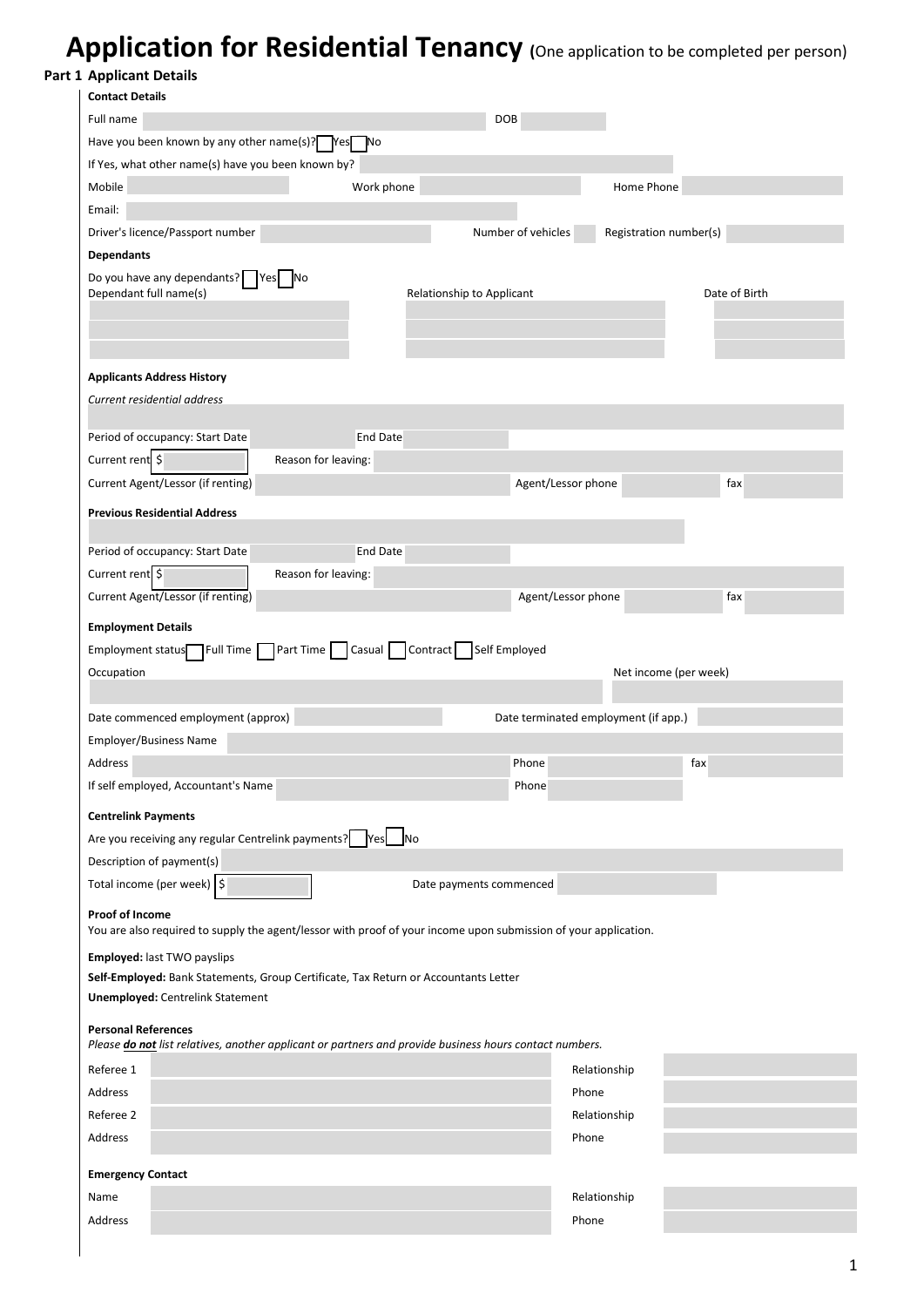# Application for Residential Tenancy (One application to be completed per person)

## Part 1 Applicant Details

**Contact Details**

Full name ______ DOB ______

Have you been known by any other name(s)? ☐ Yes ☐ No

If Yes, what other name(s) have you been known by? ______

Mobile ______ Work phone ______ Home Phone ______

Email: ______

Driver's licence/Passport number ______ Number of vehicles ______ Registration number(s) ______

**Dependants**

Do you have any dependants? ☐ Yes ☐ No

| Dependant full name(s) | Relationship to Applicant | Date of Birth |
| --- | --- | --- |
| | | |
| | | |
| | | |

**Applicants Address History**

*Current residential address*

______

Period of occupancy: Start Date ______ End Date ______

Current rent $ ______ Reason for leaving: ______

Current Agent/Lessor (if renting) ______ Agent/Lessor phone ______ fax ______

**Previous Residential Address**

______

Period of occupancy: Start Date ______ End Date ______

Current rent $ ______ Reason for leaving: ______

Current Agent/Lessor (if renting) ______ Agent/Lessor phone ______ fax ______

**Employment Details**

Employment status ☐ Full Time ☐ Part Time ☐ Casual ☐ Contract ☐ Self Employed

Occupation ______ Net income (per week) ______

Date commenced employment (approx) ______ Date terminated employment (if app.) ______

Employer/Business Name ______

Address ______ Phone ______ fax ______

If self employed, Accountant's Name ______ Phone ______

**Centrelink Payments**

Are you receiving any regular Centrelink payments? ☐ Yes ☐ No

Description of payment(s) ______

Total income (per week) $ ______ Date payments commenced ______

**Proof of Income**

You are also required to supply the agent/lessor with proof of your income upon submission of your application.

**Employed:** last TWO payslips

**Self-Employed:** Bank Statements, Group Certificate, Tax Return or Accountants Letter

**Unemployed:** Centrelink Statement

**Personal References**

*Please **do not** list relatives, another applicant or partners and provide business hours contact numbers.*

Referee 1 ______ Relationship ______

Address ______ Phone ______

Referee 2 ______ Relationship ______

Address ______ Phone ______

**Emergency Contact**

Name ______ Relationship ______

Address ______ Phone ______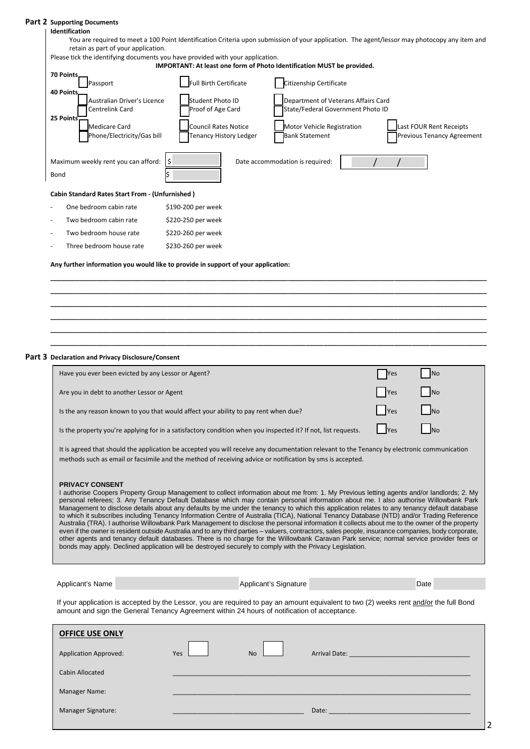## Part 2 Supporting Documents

### Identification

You are required to meet a 100 Point Identification Criteria upon submission of your application. The agent/lessor may photocopy any item and retain as part of your application.

Please tick the identifying documents you have provided with your application.

**IMPORTANT: At least one form of Photo Identification MUST be provided.**

**70 Points**

- ☐ Passport
- ☐ Full Birth Certificate
- ☐ Citizenship Certificate

**40 Points**

- ☐ Australian Driver's Licence
- ☐ Student Photo ID
- ☐ Department of Veterans Affairs Card
- ☐ Centrelink Card
- ☐ Proof of Age Card
- ☐ State/Federal Government Photo ID

**25 Points**

- ☐ Medicare Card
- ☐ Council Rates Notice
- ☐ Motor Vehicle Registration
- ☐ Last FOUR Rent Receipts
- ☐ Phone/Electricity/Gas bill
- ☐ Tenancy History Ledger
- ☐ Bank Statement
- ☐ Previous Tenancy Agreement

Maximum weekly rent you can afford: $ ________ Date accommodation is required: ___ / ___ / ___

Bond $ ________

**Cabin Standard Rates Start From - (Unfurnished )**

- One bedroom cabin rate $190-200 per week
- Two bedroom cabin rate $220-250 per week
- Two bedroom house rate $220-260 per week
- Three bedroom house rate $230-260 per week

**Any further information you would like to provide in support of your application:**

____________________________________________________________________________

____________________________________________________________________________

____________________________________________________________________________

____________________________________________________________________________

____________________________________________________________________________

____________________________________________________________________________

## Part 3 Declaration and Privacy Disclosure/Consent

| | | |
|---|---|---|
| Have you ever been evicted by any Lessor or Agent? | ☐ Yes | ☐ No |
| Are you in debt to another Lessor or Agent | ☐ Yes | ☐ No |
| Is the any reason known to you that would affect your ability to pay rent when due? | ☐ Yes | ☐ No |
| Is the property you're applying for in a satisfactory condition when you inspected it? If not, list requests. | ☐ Yes | ☐ No |

It is agreed that should the application be accepted you will receive any documentation relevant to the Tenancy by electronic communication methods such as email or facsimile and the method of receiving advice or notification by sms is accepted.

**PRIVACY CONSENT**

I authorise Coopers Property Group Management to collect information about me from: 1. My Previous letting agents and/or landlords; 2. My personal referees; 3. Any Tenancy Default Database which may contain personal information about me. I also authorise Willowbank Park Management to disclose details about any defaults by me under the tenancy to which this application relates to any tenancy default database to which it subscribes including Tenancy Information Centre of Australia (TICA), National Tenancy Database (NTD) and/or Trading Reference Australia (TRA). I authorise Willowbank Park Management to disclose the personal information it collects about me to the owner of the property even if the owner is resident outside Australia and to any third parties – valuers, contractors, sales people, insurance companies, body corporate, other agents and tenancy default databases. There is no charge for the Willowbank Caravan Park service; normal service provider fees or bonds may apply. Declined application will be destroyed securely to comply with the Privacy Legislation.

Applicant's Name ________ Applicant's Signature ________ Date ________

If your application is accepted by the Lessor, you are required to pay an amount equivalent to two (2) weeks rent and/or the full Bond amount and sign the General Tenancy Agreement within 24 hours of notification of acceptance.

**OFFICE USE ONLY**

Application Approved: Yes ☐ No ☐ Arrival Date: ________________

Cabin Allocated ________________

Manager Name: ________________

Manager Signature: ________________ Date: ________________